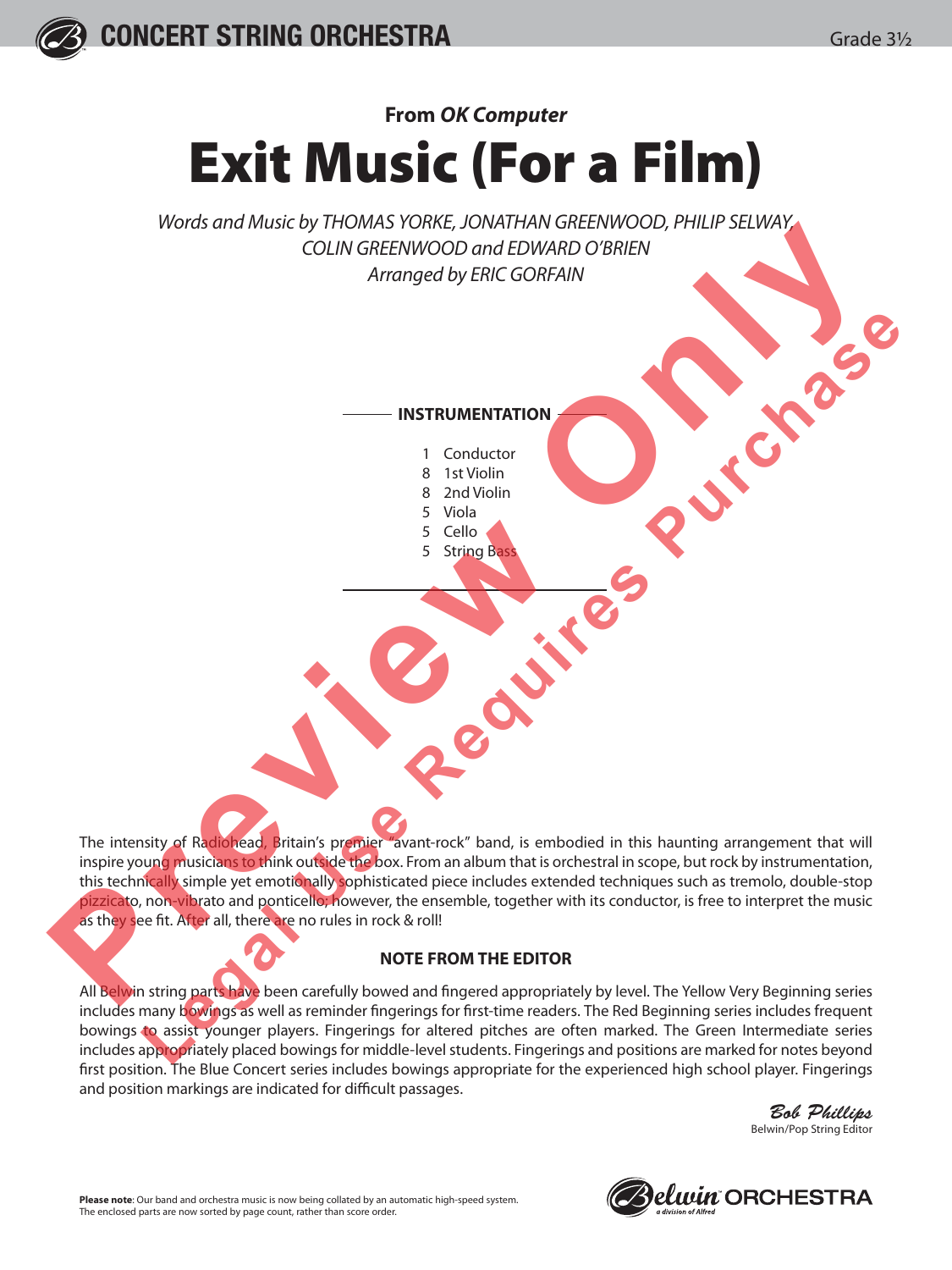**CONCERT STRING ORCHESTRA**

Grade 3½

**From *OK Computer***

# Exit Music (For a Film)

*Words and Music by THOMAS YORKE, JONATHAN GREENWOOD, PHILIP SELWAY, COLIN GREENWOOD and EDWARD O'BRIEN*
*Arranged by ERIC GORFAIN*

## INSTRUMENTATION

- 1 Conductor
- 8 1st Violin
- 8 2nd Violin
- 5 Viola
- 5 Cello
- 5 String Bass

The intensity of Radiohead, Britain's premier "avant-rock" band, is embodied in this haunting arrangement that will inspire young musicians to think outside the box. From an album that is orchestral in scope, but rock by instrumentation, this technically simple yet emotionally sophisticated piece includes extended techniques such as tremolo, double-stop pizzicato, non-vibrato and ponticello; however, the ensemble, together with its conductor, is free to interpret the music as they see fit. After all, there are no rules in rock & roll!

## NOTE FROM THE EDITOR

All Belwin string parts have been carefully bowed and fingered appropriately by level. The Yellow Very Beginning series includes many bowings as well as reminder fingerings for first-time readers. The Red Beginning series includes frequent bowings to assist younger players. Fingerings for altered pitches are often marked. The Green Intermediate series includes appropriately placed bowings for middle-level students. Fingerings and positions are marked for notes beyond first position. The Blue Concert series includes bowings appropriate for the experienced high school player. Fingerings and position markings are indicated for difficult passages.

*Bob Phillips*
Belwin/Pop String Editor

**Please note**: Our band and orchestra music is now being collated by an automatic high-speed system. The enclosed parts are now sorted by page count, rather than score order.

Belwin ORCHESTRA
*a division of Alfred*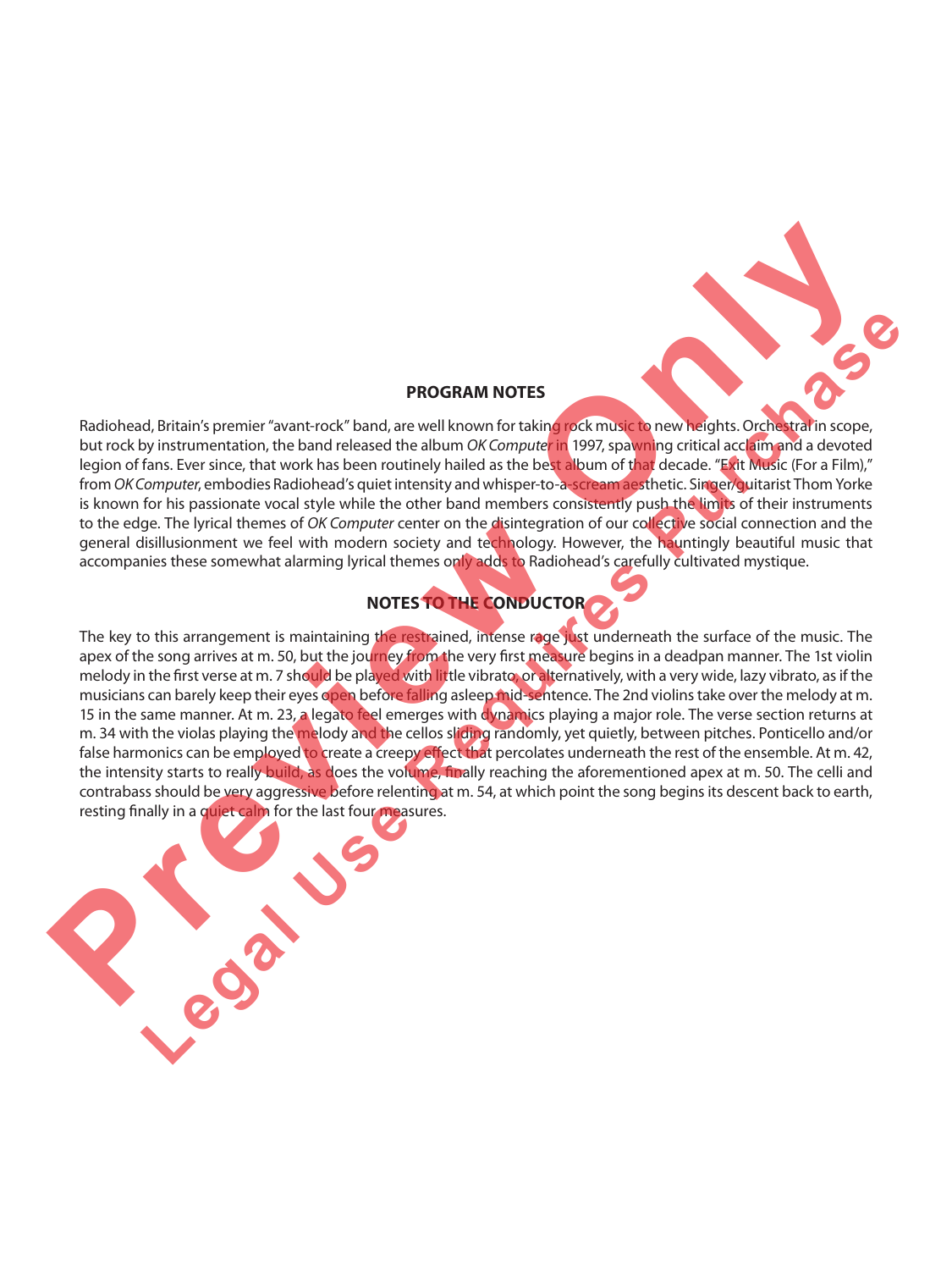## PROGRAM NOTES

Radiohead, Britain's premier "avant-rock" band, are well known for taking rock music to new heights. Orchestral in scope, but rock by instrumentation, the band released the album *OK Computer* in 1997, spawning critical acclaim and a devoted legion of fans. Ever since, that work has been routinely hailed as the best album of that decade. "Exit Music (For a Film)," from *OK Computer*, embodies Radiohead's quiet intensity and whisper-to-a-scream aesthetic. Singer/guitarist Thom Yorke is known for his passionate vocal style while the other band members consistently push the limits of their instruments to the edge. The lyrical themes of *OK Computer* center on the disintegration of our collective social connection and the general disillusionment we feel with modern society and technology. However, the hauntingly beautiful music that accompanies these somewhat alarming lyrical themes only adds to Radiohead's carefully cultivated mystique.

## NOTES TO THE CONDUCTOR

The key to this arrangement is maintaining the restrained, intense rage just underneath the surface of the music. The apex of the song arrives at m. 50, but the journey from the very first measure begins in a deadpan manner. The 1st violin melody in the first verse at m. 7 should be played with little vibrato, or alternatively, with a very wide, lazy vibrato, as if the musicians can barely keep their eyes open before falling asleep mid-sentence. The 2nd violins take over the melody at m. 15 in the same manner. At m. 23, a legato feel emerges with dynamics playing a major role. The verse section returns at m. 34 with the violas playing the melody and the cellos sliding randomly, yet quietly, between pitches. Ponticello and/or false harmonics can be employed to create a creepy effect that percolates underneath the rest of the ensemble. At m. 42, the intensity starts to really build, as does the volume, finally reaching the aforementioned apex at m. 50. The celli and contrabass should be very aggressive before relenting at m. 54, at which point the song begins its descent back to earth, resting finally in a quiet calm for the last four measures.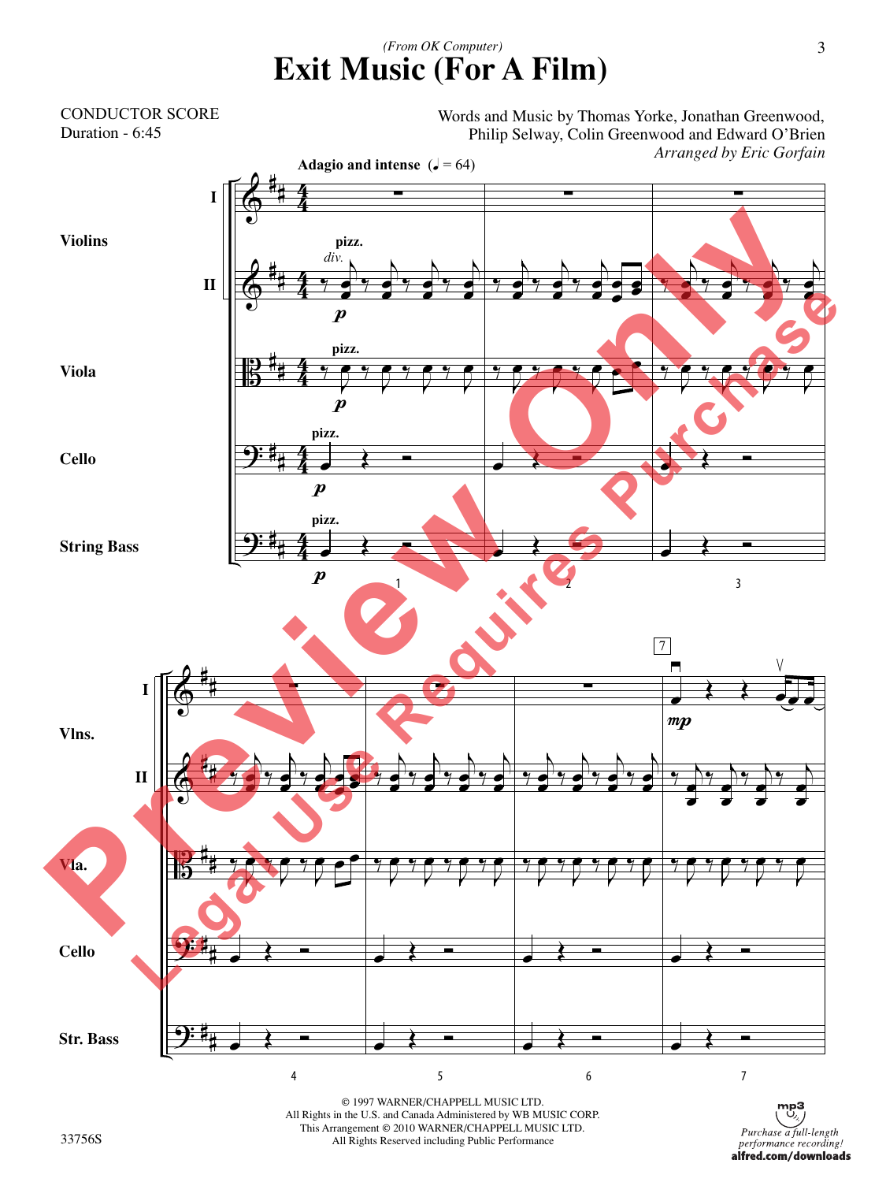*(From OK Computer)*

# Exit Music (For A Film)

CONDUCTOR SCORE
Duration - 6:45

Words and Music by Thomas Yorke, Jonathan Greenwood, Philip Selway, Colin Greenwood and Edward O'Brien
*Arranged by Eric Gorfain*

**Adagio and intense** (♩ = 64)

Violins I, II — Viola — Cello — String Bass

pizz. *div.* *p*

7

*mp*

© 1997 WARNER/CHAPPELL MUSIC LTD.
All Rights in the U.S. and Canada Administered by WB MUSIC CORP.
This Arrangement © 2010 WARNER/CHAPPELL MUSIC LTD.
All Rights Reserved including Public Performance

33756S

*Purchase a full-length performance recording!*
**alfred.com/downloads**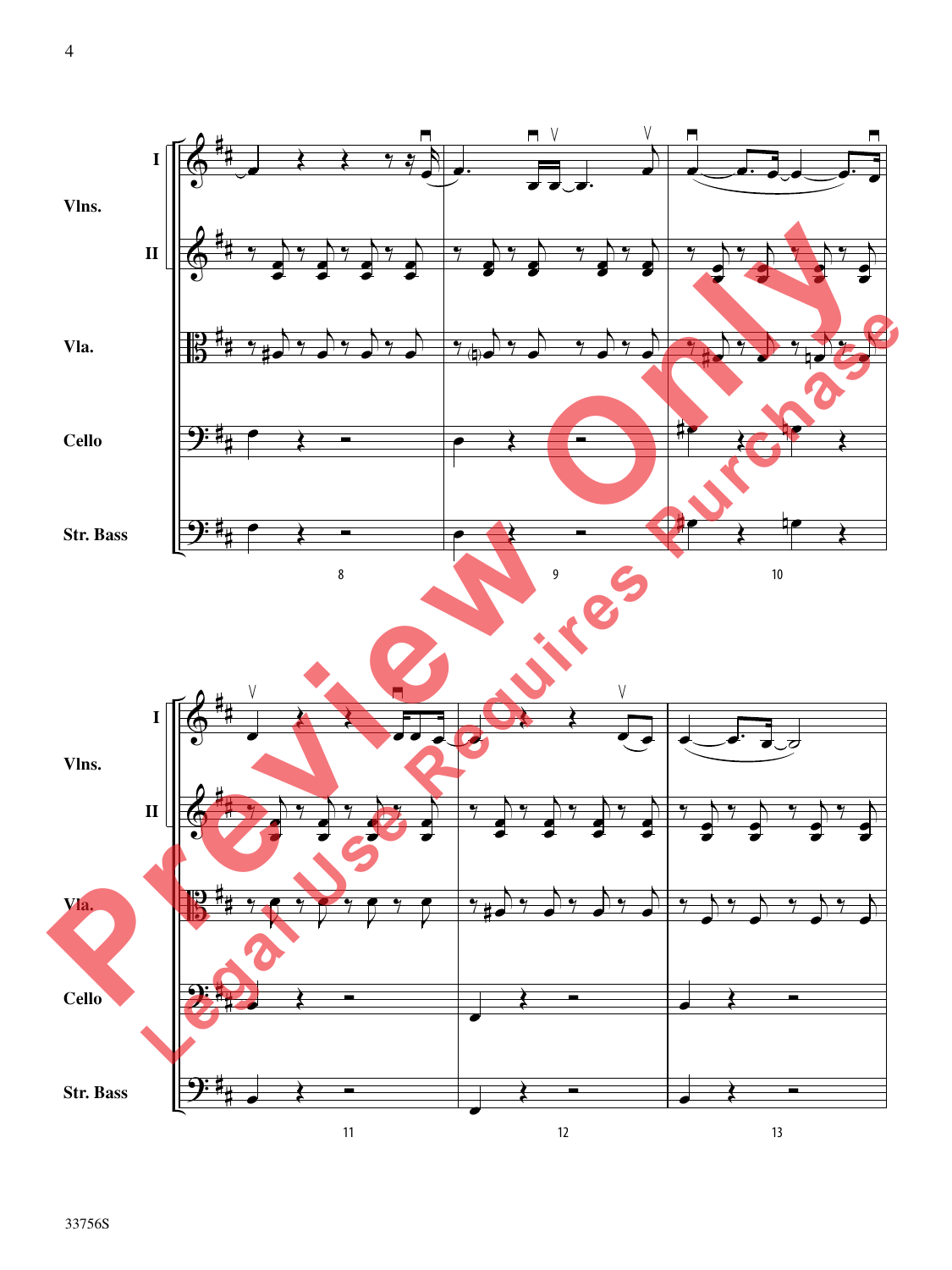Vlns. I

Vlns. II

Vla.

Cello

Str. Bass

8 9 10

Vlns. I

Vlns. II

Vla.

Cello

Str. Bass

11 12 13

Preview Only

Legal Use Requires Purchase

33756S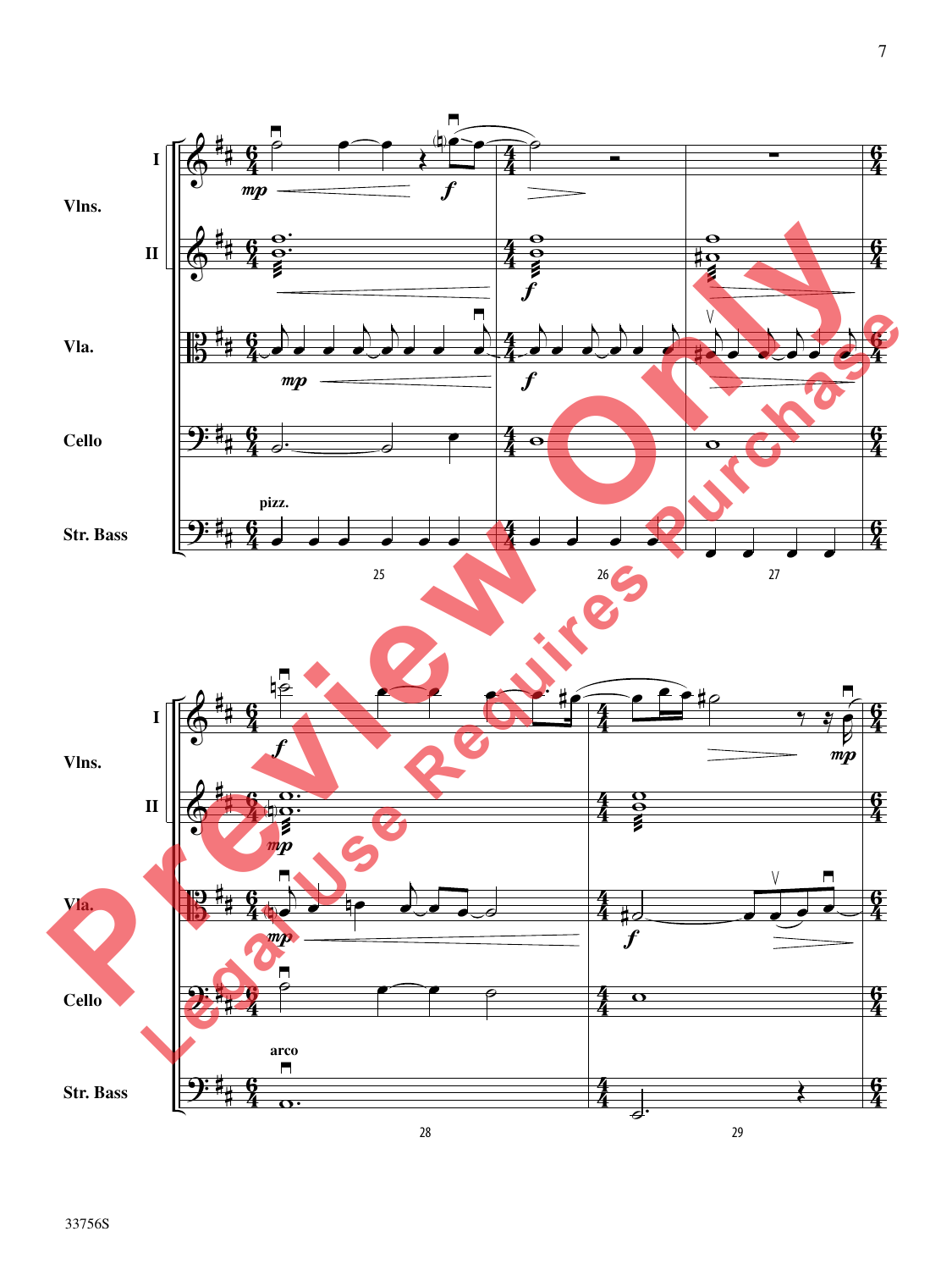Vlns. I
Vlns. II
Vla.
Cello
Str. Bass

pizz.

25 26 27

Vlns. I
Vlns. II
Vla.
Cello
Str. Bass

arco

28 29

33756S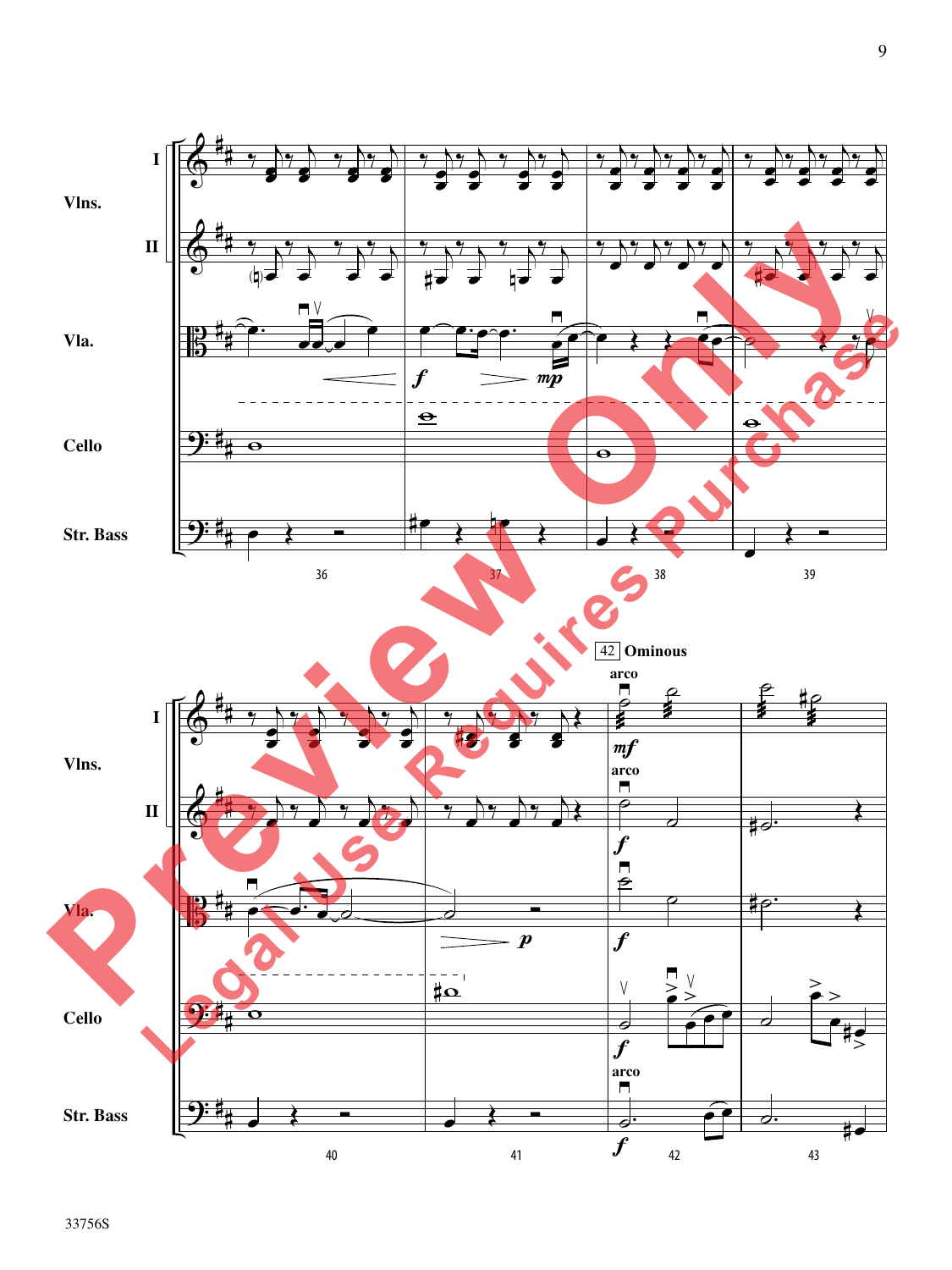Vlns. I, II

Vla.

Cello

Str. Bass

42 **Ominous**

arco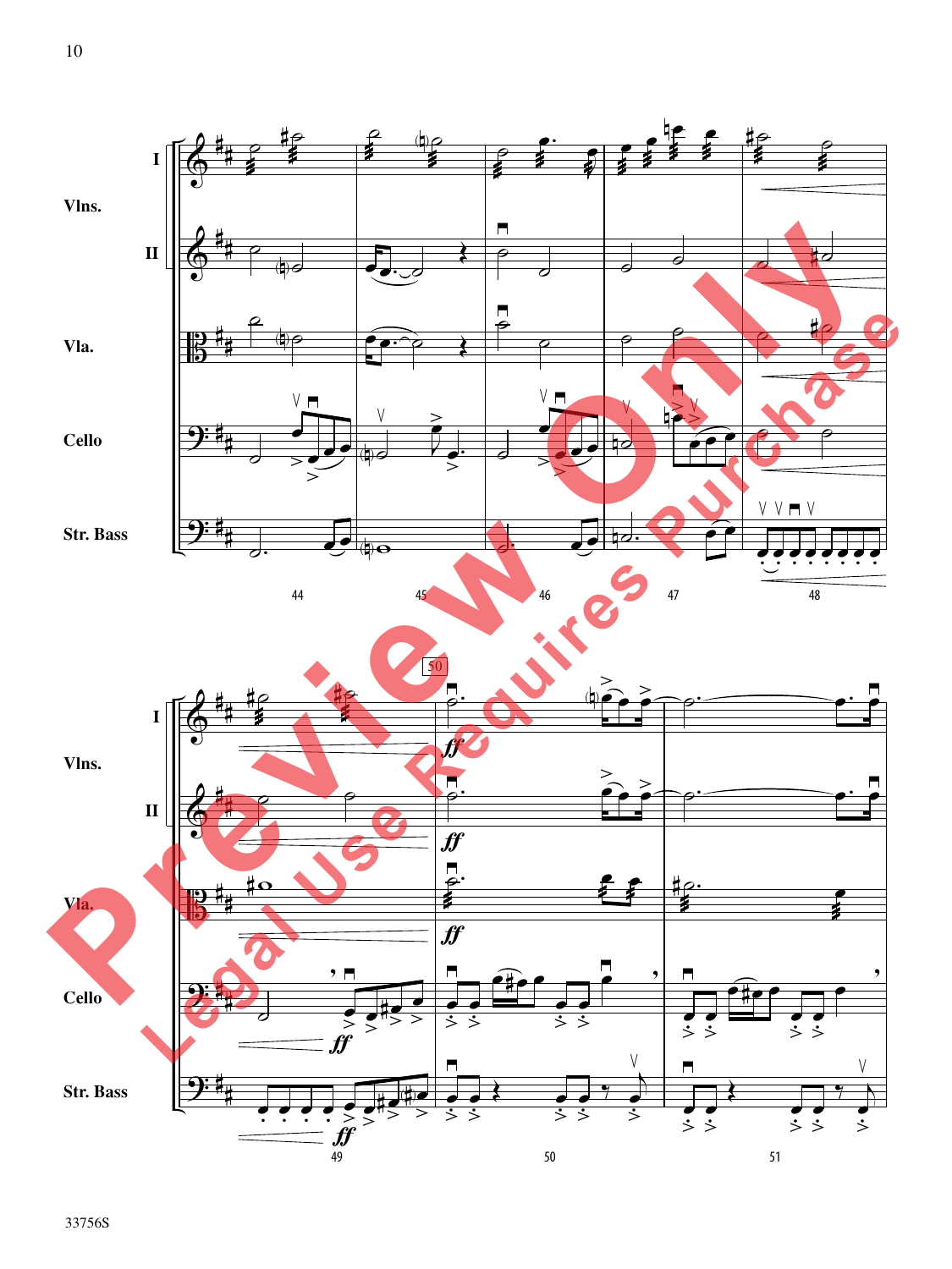Vlns. I

Vlns. II

Vla.

Cello

Str. Bass

44 45 46 47 48

50

*ff*

49 50 51

Preview Only

Legal Use Requires Purchase

33756S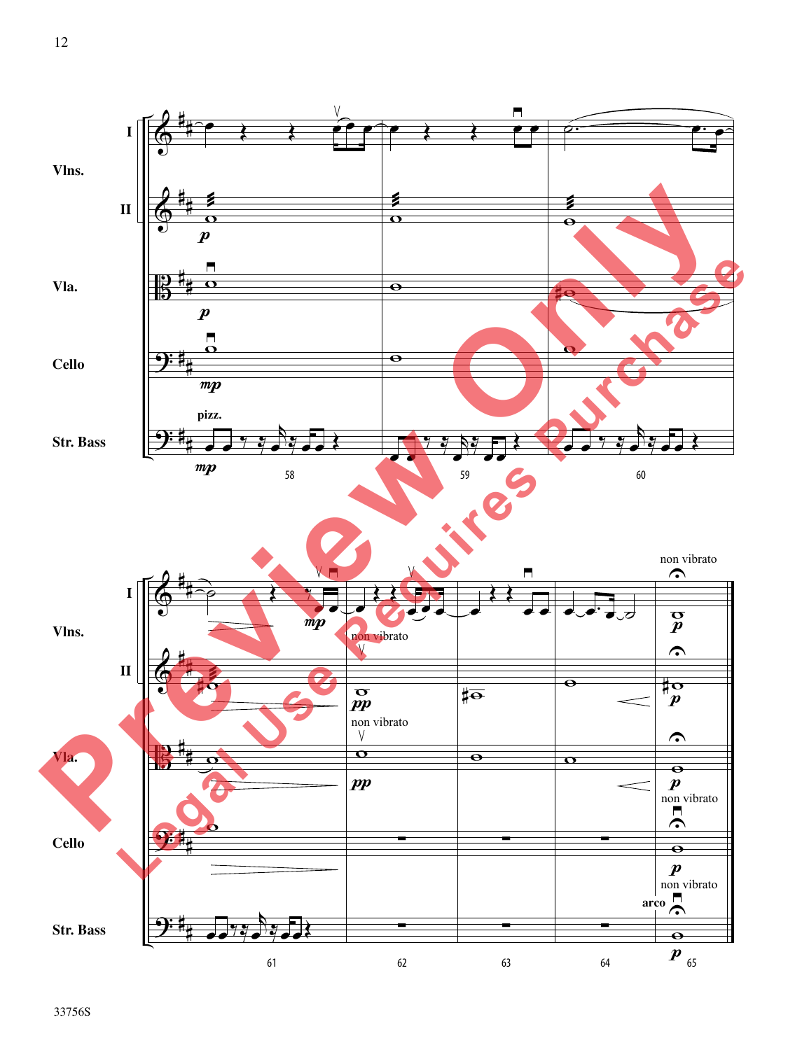Vlns. I
Vlns. II
Vla.
Cello
Str. Bass

pizz.

58 59 60

non vibrato

non vibrato

non vibrato

non vibrato

non vibrato

arco

61 62 63 64 65